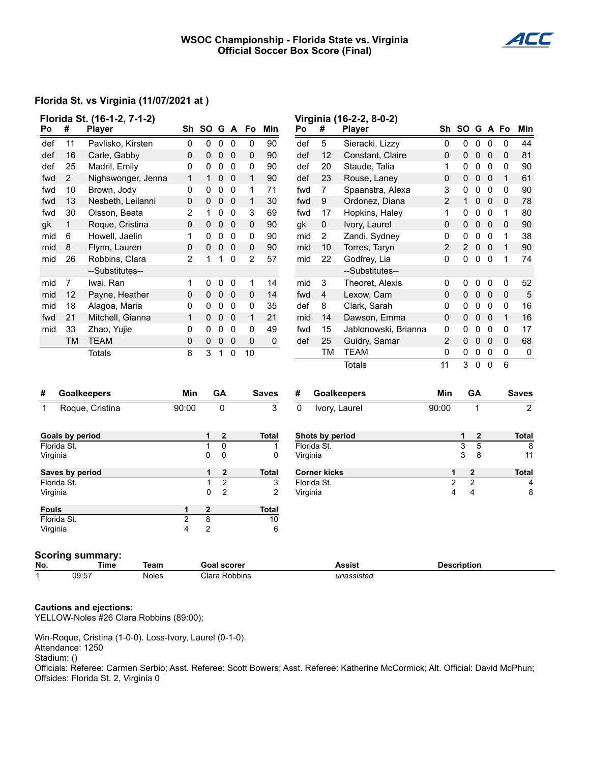# WSOC Championship - Florida State vs. Virginia
## Official Soccer Box Score (Final)

ACC

### Florida St. vs Virginia (11/07/2021 at )

**Florida St. (16-1-2, 7-1-2)**

| Po | # | Player | Sh | SO | G | A | Fo | Min |
|---|---|---|---|---|---|---|---|---|
| def | 11 | Pavlisko, Kirsten | 0 | 0 | 0 | 0 | 0 | 90 |
| def | 16 | Carle, Gabby | 0 | 0 | 0 | 0 | 0 | 90 |
| def | 25 | Madril, Emily | 0 | 0 | 0 | 0 | 0 | 90 |
| fwd | 2 | Nighswonger, Jenna | 1 | 1 | 0 | 0 | 1 | 90 |
| fwd | 10 | Brown, Jody | 0 | 0 | 0 | 0 | 1 | 71 |
| fwd | 13 | Nesbeth, Leilanni | 0 | 0 | 0 | 0 | 1 | 30 |
| fwd | 30 | Olsson, Beata | 2 | 1 | 0 | 0 | 3 | 69 |
| gk | 1 | Roque, Cristina | 0 | 0 | 0 | 0 | 0 | 90 |
| mid | 6 | Howell, Jaelin | 1 | 0 | 0 | 0 | 0 | 90 |
| mid | 8 | Flynn, Lauren | 0 | 0 | 0 | 0 | 0 | 90 |
| mid | 26 | Robbins, Clara | 2 | 1 | 1 | 0 | 2 | 57 |
| | | --Substitutes-- | | | | | | |
| mid | 7 | Iwai, Ran | 1 | 0 | 0 | 0 | 1 | 14 |
| mid | 12 | Payne, Heather | 0 | 0 | 0 | 0 | 0 | 14 |
| mid | 18 | Alagoa, Maria | 0 | 0 | 0 | 0 | 0 | 35 |
| fwd | 21 | Mitchell, Gianna | 1 | 0 | 0 | 0 | 1 | 21 |
| mid | 33 | Zhao, Yujie | 0 | 0 | 0 | 0 | 0 | 49 |
| | TM | TEAM | 0 | 0 | 0 | 0 | 0 | 0 |
| | | Totals | 8 | 3 | 1 | 0 | 10 | |

**Virginia (16-2-2, 8-0-2)**

| Po | # | Player | Sh | SO | G | A | Fo | Min |
|---|---|---|---|---|---|---|---|---|
| def | 5 | Sieracki, Lizzy | 0 | 0 | 0 | 0 | 0 | 44 |
| def | 12 | Constant, Claire | 0 | 0 | 0 | 0 | 0 | 81 |
| def | 20 | Staude, Talia | 1 | 0 | 0 | 0 | 0 | 90 |
| def | 23 | Rouse, Laney | 0 | 0 | 0 | 0 | 1 | 61 |
| fwd | 7 | Spaanstra, Alexa | 3 | 0 | 0 | 0 | 0 | 90 |
| fwd | 9 | Ordonez, Diana | 2 | 1 | 0 | 0 | 0 | 78 |
| fwd | 17 | Hopkins, Haley | 1 | 0 | 0 | 0 | 1 | 80 |
| gk | 0 | Ivory, Laurel | 0 | 0 | 0 | 0 | 0 | 90 |
| mid | 2 | Zandi, Sydney | 0 | 0 | 0 | 0 | 1 | 38 |
| mid | 10 | Torres, Taryn | 2 | 2 | 0 | 0 | 1 | 90 |
| mid | 22 | Godfrey, Lia | 0 | 0 | 0 | 0 | 1 | 74 |
| | | --Substitutes-- | | | | | | |
| mid | 3 | Theoret, Alexis | 0 | 0 | 0 | 0 | 0 | 52 |
| fwd | 4 | Lexow, Cam | 0 | 0 | 0 | 0 | 0 | 5 |
| def | 8 | Clark, Sarah | 0 | 0 | 0 | 0 | 0 | 16 |
| mid | 14 | Dawson, Emma | 0 | 0 | 0 | 0 | 1 | 16 |
| fwd | 15 | Jablonowski, Brianna | 0 | 0 | 0 | 0 | 0 | 17 |
| def | 25 | Guidry, Samar | 2 | 0 | 0 | 0 | 0 | 68 |
| | TM | TEAM | 0 | 0 | 0 | 0 | 0 | 0 |
| | | Totals | 11 | 3 | 0 | 0 | 6 | |

| # | Goalkeepers | Min | GA | Saves |
|---|---|---|---|---|
| 1 | Roque, Cristina | 90:00 | 0 | 3 |

| # | Goalkeepers | Min | GA | Saves |
|---|---|---|---|---|
| 0 | Ivory, Laurel | 90:00 | 1 | 2 |

| Goals by period | 1 | 2 | Total |
|---|---|---|---|
| Florida St. | 1 | 0 | 1 |
| Virginia | 0 | 0 | 0 |

| Shots by period | 1 | 2 | Total |
|---|---|---|---|
| Florida St. | 3 | 5 | 8 |
| Virginia | 3 | 8 | 11 |

| Saves by period | 1 | 2 | Total |
|---|---|---|---|
| Florida St. | 1 | 2 | 3 |
| Virginia | 0 | 2 | 2 |

| Corner kicks | 1 | 2 | Total |
|---|---|---|---|
| Florida St. | 2 | 2 | 4 |
| Virginia | 4 | 4 | 8 |

| Fouls | 1 | 2 | Total |
|---|---|---|---|
| Florida St. | 2 | 8 | 10 |
| Virginia | 4 | 2 | 6 |

### Scoring summary:

| No. | Time | Team | Goal scorer | Assist | Description |
|---|---|---|---|---|---|
| 1 | 09:57 | Noles | Clara Robbins | *unassisted* | |

**Cautions and ejections:**
YELLOW-Noles #26 Clara Robbins (89:00);

Win-Roque, Cristina (1-0-0). Loss-Ivory, Laurel (0-1-0).
Attendance: 1250
Stadium: ()
Officials: Referee: Carmen Serbio; Asst. Referee: Scott Bowers; Asst. Referee: Katherine McCormick; Alt. Official: David McPhun;
Offsides: Florida St. 2, Virginia 0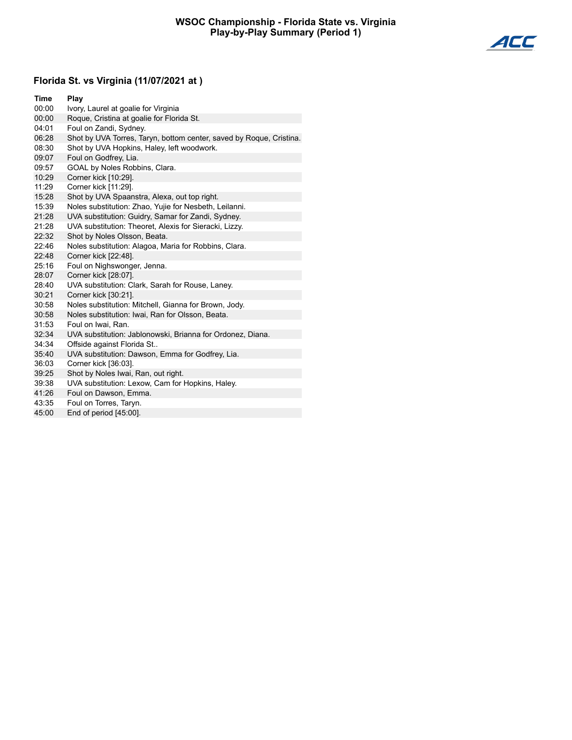# WSOC Championship - Florida State vs. Virginia
## Play-by-Play Summary (Period 1)

### Florida St. vs Virginia (11/07/2021 at )

| Time | Play |
|---|---|
| 00:00 | Ivory, Laurel at goalie for Virginia |
| 00:00 | Roque, Cristina at goalie for Florida St. |
| 04:01 | Foul on Zandi, Sydney. |
| 06:28 | Shot by UVA Torres, Taryn, bottom center, saved by Roque, Cristina. |
| 08:30 | Shot by UVA Hopkins, Haley, left woodwork. |
| 09:07 | Foul on Godfrey, Lia. |
| 09:57 | GOAL by Noles Robbins, Clara. |
| 10:29 | Corner kick [10:29]. |
| 11:29 | Corner kick [11:29]. |
| 15:28 | Shot by UVA Spaanstra, Alexa, out top right. |
| 15:39 | Noles substitution: Zhao, Yujie for Nesbeth, Leilanni. |
| 21:28 | UVA substitution: Guidry, Samar for Zandi, Sydney. |
| 21:28 | UVA substitution: Theoret, Alexis for Sieracki, Lizzy. |
| 22:32 | Shot by Noles Olsson, Beata. |
| 22:46 | Noles substitution: Alagoa, Maria for Robbins, Clara. |
| 22:48 | Corner kick [22:48]. |
| 25:16 | Foul on Nighswonger, Jenna. |
| 28:07 | Corner kick [28:07]. |
| 28:40 | UVA substitution: Clark, Sarah for Rouse, Laney. |
| 30:21 | Corner kick [30:21]. |
| 30:58 | Noles substitution: Mitchell, Gianna for Brown, Jody. |
| 30:58 | Noles substitution: Iwai, Ran for Olsson, Beata. |
| 31:53 | Foul on Iwai, Ran. |
| 32:34 | UVA substitution: Jablonowski, Brianna for Ordonez, Diana. |
| 34:34 | Offside against Florida St.. |
| 35:40 | UVA substitution: Dawson, Emma for Godfrey, Lia. |
| 36:03 | Corner kick [36:03]. |
| 39:25 | Shot by Noles Iwai, Ran, out right. |
| 39:38 | UVA substitution: Lexow, Cam for Hopkins, Haley. |
| 41:26 | Foul on Dawson, Emma. |
| 43:35 | Foul on Torres, Taryn. |
| 45:00 | End of period [45:00]. |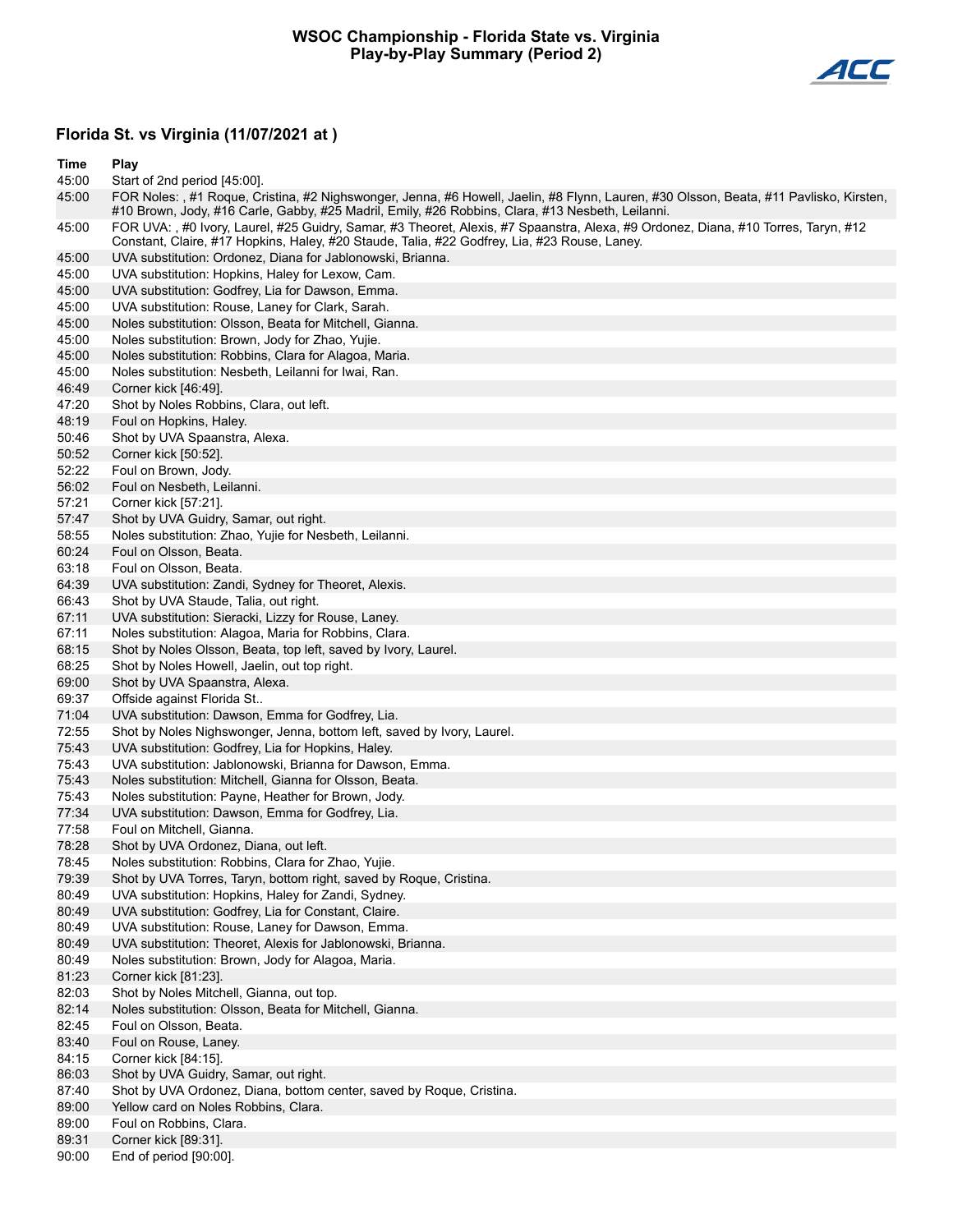# WSOC Championship - Florida State vs. Virginia
## Play-by-Play Summary (Period 2)

### Florida St. vs Virginia (11/07/2021 at )

| Time | Play |
|---|---|
| 45:00 | Start of 2nd period [45:00]. |
| 45:00 | FOR Noles: , #1 Roque, Cristina, #2 Nighswonger, Jenna, #6 Howell, Jaelin, #8 Flynn, Lauren, #30 Olsson, Beata, #11 Pavlisko, Kirsten, #10 Brown, Jody, #16 Carle, Gabby, #25 Madril, Emily, #26 Robbins, Clara, #13 Nesbeth, Leilanni. |
| 45:00 | FOR UVA: , #0 Ivory, Laurel, #25 Guidry, Samar, #3 Theoret, Alexis, #7 Spaanstra, Alexa, #9 Ordonez, Diana, #10 Torres, Taryn, #12 Constant, Claire, #17 Hopkins, Haley, #20 Staude, Talia, #22 Godfrey, Lia, #23 Rouse, Laney. |
| 45:00 | UVA substitution: Ordonez, Diana for Jablonowski, Brianna. |
| 45:00 | UVA substitution: Hopkins, Haley for Lexow, Cam. |
| 45:00 | UVA substitution: Godfrey, Lia for Dawson, Emma. |
| 45:00 | UVA substitution: Rouse, Laney for Clark, Sarah. |
| 45:00 | Noles substitution: Olsson, Beata for Mitchell, Gianna. |
| 45:00 | Noles substitution: Brown, Jody for Zhao, Yujie. |
| 45:00 | Noles substitution: Robbins, Clara for Alagoa, Maria. |
| 45:00 | Noles substitution: Nesbeth, Leilanni for Iwai, Ran. |
| 46:49 | Corner kick [46:49]. |
| 47:20 | Shot by Noles Robbins, Clara, out left. |
| 48:19 | Foul on Hopkins, Haley. |
| 50:46 | Shot by UVA Spaanstra, Alexa. |
| 50:52 | Corner kick [50:52]. |
| 52:22 | Foul on Brown, Jody. |
| 56:02 | Foul on Nesbeth, Leilanni. |
| 57:21 | Corner kick [57:21]. |
| 57:47 | Shot by UVA Guidry, Samar, out right. |
| 58:55 | Noles substitution: Zhao, Yujie for Nesbeth, Leilanni. |
| 60:24 | Foul on Olsson, Beata. |
| 63:18 | Foul on Olsson, Beata. |
| 64:39 | UVA substitution: Zandi, Sydney for Theoret, Alexis. |
| 66:43 | Shot by UVA Staude, Talia, out right. |
| 67:11 | UVA substitution: Sieracki, Lizzy for Rouse, Laney. |
| 67:11 | Noles substitution: Alagoa, Maria for Robbins, Clara. |
| 68:15 | Shot by Noles Olsson, Beata, top left, saved by Ivory, Laurel. |
| 68:25 | Shot by Noles Howell, Jaelin, out top right. |
| 69:00 | Shot by UVA Spaanstra, Alexa. |
| 69:37 | Offside against Florida St.. |
| 71:04 | UVA substitution: Dawson, Emma for Godfrey, Lia. |
| 72:55 | Shot by Noles Nighswonger, Jenna, bottom left, saved by Ivory, Laurel. |
| 75:43 | UVA substitution: Godfrey, Lia for Hopkins, Haley. |
| 75:43 | UVA substitution: Jablonowski, Brianna for Dawson, Emma. |
| 75:43 | Noles substitution: Mitchell, Gianna for Olsson, Beata. |
| 75:43 | Noles substitution: Payne, Heather for Brown, Jody. |
| 77:34 | UVA substitution: Dawson, Emma for Godfrey, Lia. |
| 77:58 | Foul on Mitchell, Gianna. |
| 78:28 | Shot by UVA Ordonez, Diana, out left. |
| 78:45 | Noles substitution: Robbins, Clara for Zhao, Yujie. |
| 79:39 | Shot by UVA Torres, Taryn, bottom right, saved by Roque, Cristina. |
| 80:49 | UVA substitution: Hopkins, Haley for Zandi, Sydney. |
| 80:49 | UVA substitution: Godfrey, Lia for Constant, Claire. |
| 80:49 | UVA substitution: Rouse, Laney for Dawson, Emma. |
| 80:49 | UVA substitution: Theoret, Alexis for Jablonowski, Brianna. |
| 80:49 | Noles substitution: Brown, Jody for Alagoa, Maria. |
| 81:23 | Corner kick [81:23]. |
| 82:03 | Shot by Noles Mitchell, Gianna, out top. |
| 82:14 | Noles substitution: Olsson, Beata for Mitchell, Gianna. |
| 82:45 | Foul on Olsson, Beata. |
| 83:40 | Foul on Rouse, Laney. |
| 84:15 | Corner kick [84:15]. |
| 86:03 | Shot by UVA Guidry, Samar, out right. |
| 87:40 | Shot by UVA Ordonez, Diana, bottom center, saved by Roque, Cristina. |
| 89:00 | Yellow card on Noles Robbins, Clara. |
| 89:00 | Foul on Robbins, Clara. |
| 89:31 | Corner kick [89:31]. |
| 90:00 | End of period [90:00]. |